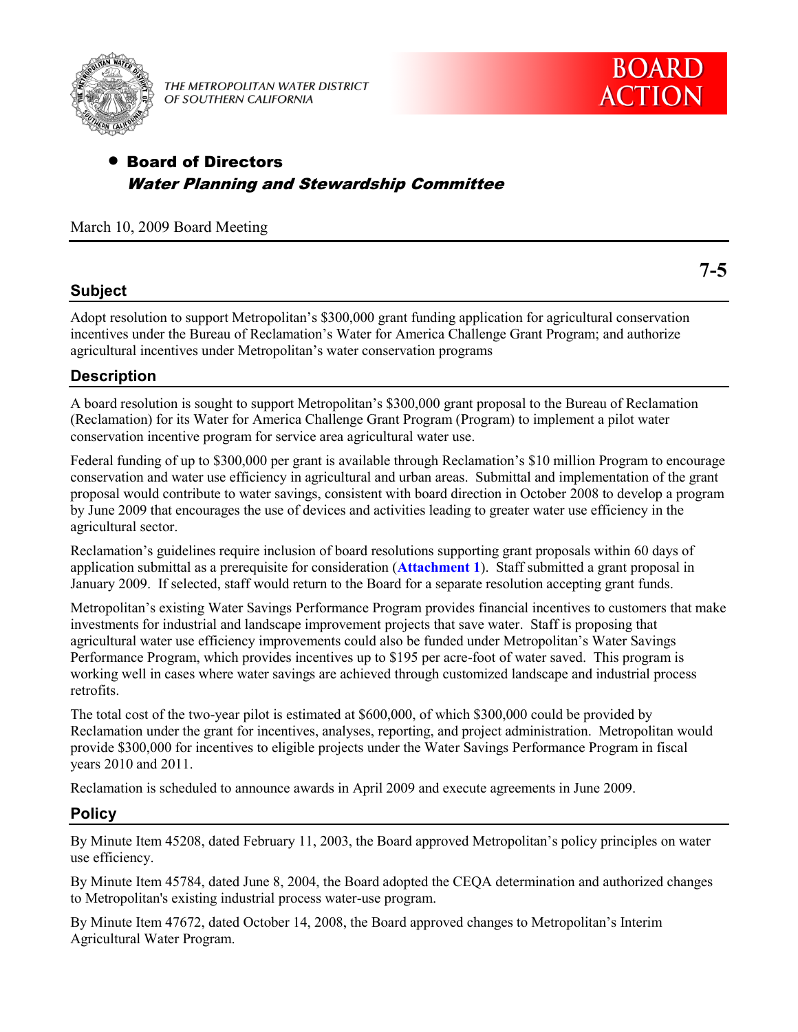THE METROPOLITAN WATER DISTRICT OF SOUTHERN CALIFORNIA

# BOARD ACTION

- **Board of Directors**

  ***Water Planning and Stewardship Committee***

March 10, 2009 Board Meeting

**7-5**

## Subject

Adopt resolution to support Metropolitan's $300,000 grant funding application for agricultural conservation incentives under the Bureau of Reclamation's Water for America Challenge Grant Program; and authorize agricultural incentives under Metropolitan's water conservation programs

## Description

A board resolution is sought to support Metropolitan's $300,000 grant proposal to the Bureau of Reclamation (Reclamation) for its Water for America Challenge Grant Program (Program) to implement a pilot water conservation incentive program for service area agricultural water use.

Federal funding of up to $300,000 per grant is available through Reclamation's $10 million Program to encourage conservation and water use efficiency in agricultural and urban areas. Submittal and implementation of the grant proposal would contribute to water savings, consistent with board direction in October 2008 to develop a program by June 2009 that encourages the use of devices and activities leading to greater water use efficiency in the agricultural sector.

Reclamation's guidelines require inclusion of board resolutions supporting grant proposals within 60 days of application submittal as a prerequisite for consideration (**Attachment 1**). Staff submitted a grant proposal in January 2009. If selected, staff would return to the Board for a separate resolution accepting grant funds.

Metropolitan's existing Water Savings Performance Program provides financial incentives to customers that make investments for industrial and landscape improvement projects that save water. Staff is proposing that agricultural water use efficiency improvements could also be funded under Metropolitan's Water Savings Performance Program, which provides incentives up to $195 per acre-foot of water saved. This program is working well in cases where water savings are achieved through customized landscape and industrial process retrofits.

The total cost of the two-year pilot is estimated at $600,000, of which $300,000 could be provided by Reclamation under the grant for incentives, analyses, reporting, and project administration. Metropolitan would provide $300,000 for incentives to eligible projects under the Water Savings Performance Program in fiscal years 2010 and 2011.

Reclamation is scheduled to announce awards in April 2009 and execute agreements in June 2009.

## Policy

By Minute Item 45208, dated February 11, 2003, the Board approved Metropolitan's policy principles on water use efficiency.

By Minute Item 45784, dated June 8, 2004, the Board adopted the CEQA determination and authorized changes to Metropolitan's existing industrial process water-use program.

By Minute Item 47672, dated October 14, 2008, the Board approved changes to Metropolitan's Interim Agricultural Water Program.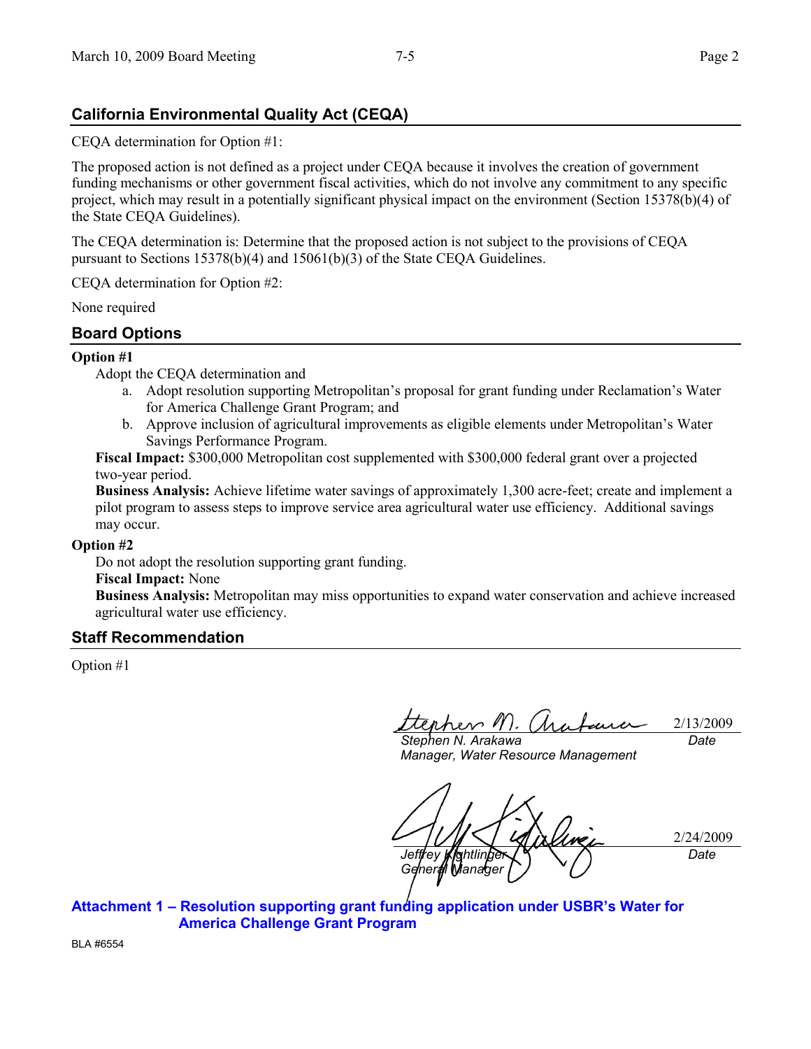## California Environmental Quality Act (CEQA)

CEQA determination for Option #1:

The proposed action is not defined as a project under CEQA because it involves the creation of government funding mechanisms or other government fiscal activities, which do not involve any commitment to any specific project, which may result in a potentially significant physical impact on the environment (Section 15378(b)(4) of the State CEQA Guidelines).

The CEQA determination is: Determine that the proposed action is not subject to the provisions of CEQA pursuant to Sections 15378(b)(4) and 15061(b)(3) of the State CEQA Guidelines.

CEQA determination for Option #2:

None required

## Board Options

**Option #1**

Adopt the CEQA determination and

a. Adopt resolution supporting Metropolitan's proposal for grant funding under Reclamation's Water for America Challenge Grant Program; and
b. Approve inclusion of agricultural improvements as eligible elements under Metropolitan's Water Savings Performance Program.

**Fiscal Impact:** $300,000 Metropolitan cost supplemented with $300,000 federal grant over a projected two-year period.

**Business Analysis:** Achieve lifetime water savings of approximately 1,300 acre-feet; create and implement a pilot program to assess steps to improve service area agricultural water use efficiency. Additional savings may occur.

**Option #2**

Do not adopt the resolution supporting grant funding.

**Fiscal Impact:** None

**Business Analysis:** Metropolitan may miss opportunities to expand water conservation and achieve increased agricultural water use efficiency.

## Staff Recommendation

Option #1

| | |
|---|---|
| *Stephen N. Arakawa*<br>*Manager, Water Resource Management* | 2/13/2009<br>*Date* |
| *Jeffrey Kightlinger*<br>*General Manager* | 2/24/2009<br>*Date* |

**Attachment 1 – Resolution supporting grant funding application under USBR's Water for America Challenge Grant Program**

BLA #6554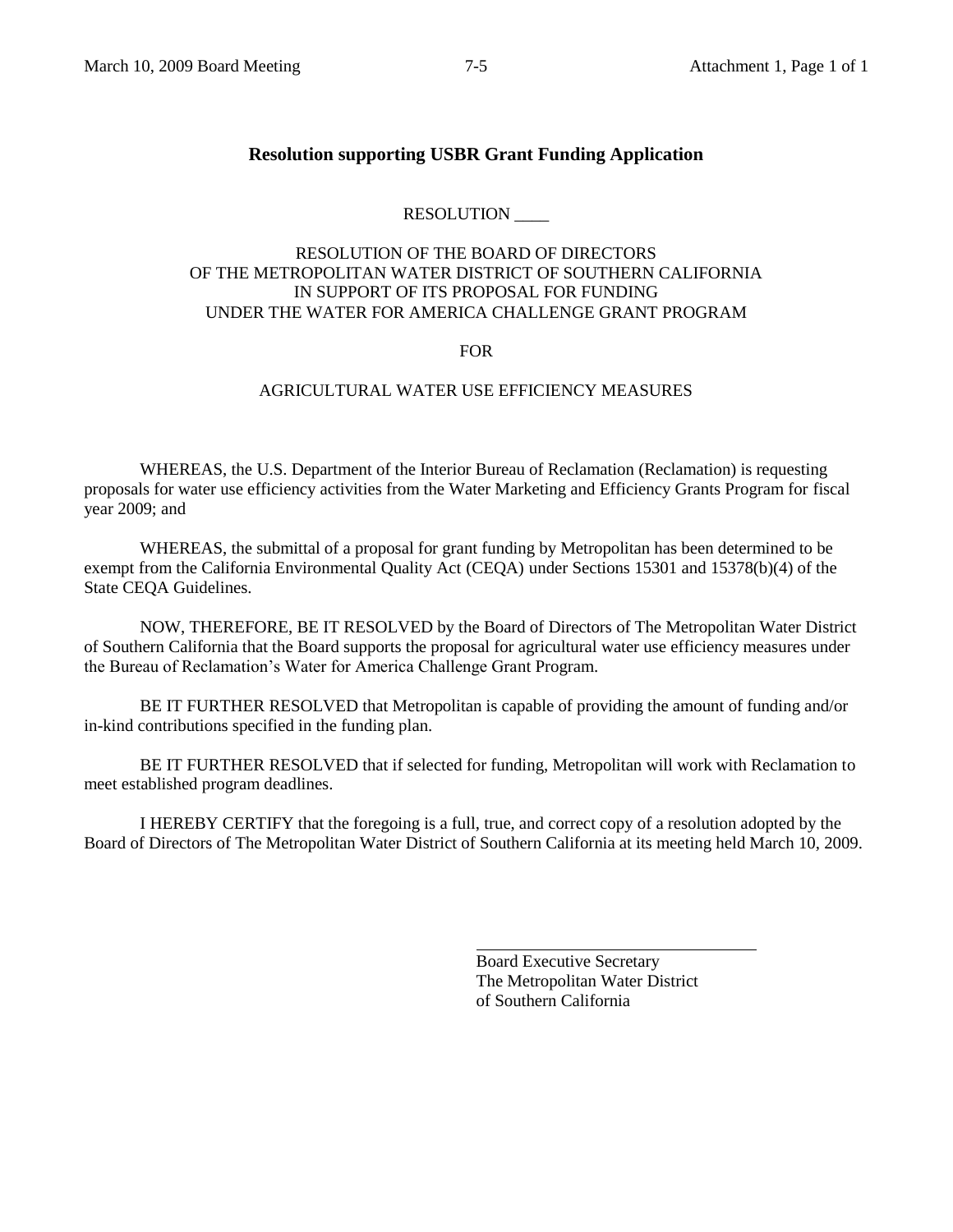## Resolution supporting USBR Grant Funding Application

RESOLUTION ____

RESOLUTION OF THE BOARD OF DIRECTORS
OF THE METROPOLITAN WATER DISTRICT OF SOUTHERN CALIFORNIA
IN SUPPORT OF ITS PROPOSAL FOR FUNDING
UNDER THE WATER FOR AMERICA CHALLENGE GRANT PROGRAM

FOR

AGRICULTURAL WATER USE EFFICIENCY MEASURES

WHEREAS, the U.S. Department of the Interior Bureau of Reclamation (Reclamation) is requesting proposals for water use efficiency activities from the Water Marketing and Efficiency Grants Program for fiscal year 2009; and

WHEREAS, the submittal of a proposal for grant funding by Metropolitan has been determined to be exempt from the California Environmental Quality Act (CEQA) under Sections 15301 and 15378(b)(4) of the State CEQA Guidelines.

NOW, THEREFORE, BE IT RESOLVED by the Board of Directors of The Metropolitan Water District of Southern California that the Board supports the proposal for agricultural water use efficiency measures under the Bureau of Reclamation's Water for America Challenge Grant Program.

BE IT FURTHER RESOLVED that Metropolitan is capable of providing the amount of funding and/or in-kind contributions specified in the funding plan.

BE IT FURTHER RESOLVED that if selected for funding, Metropolitan will work with Reclamation to meet established program deadlines.

I HEREBY CERTIFY that the foregoing is a full, true, and correct copy of a resolution adopted by the Board of Directors of The Metropolitan Water District of Southern California at its meeting held March 10, 2009.

Board Executive Secretary
The Metropolitan Water District
of Southern California